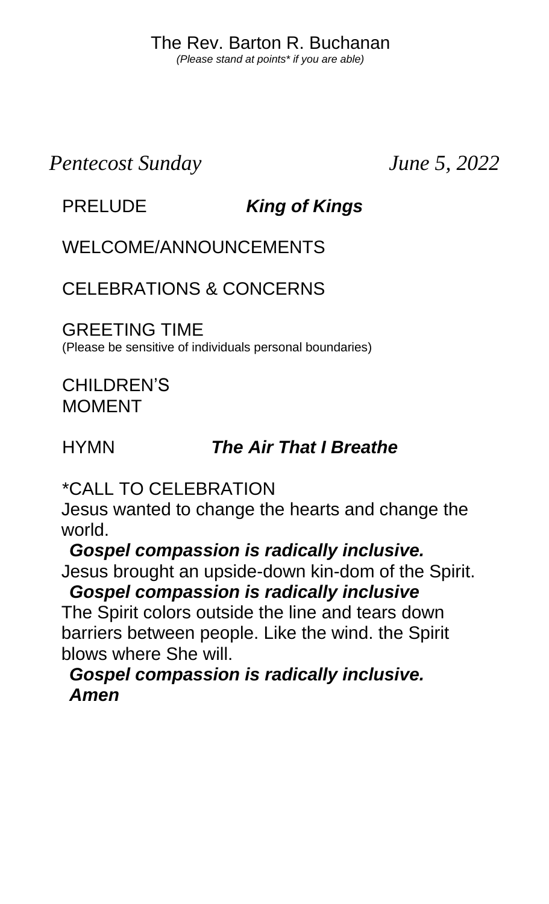The Rev. Barton R. Buchanan

*(Please stand at points* if you are able)*

*Pentecost Sunday* *June 5, 2022*

PRELUDE ***King of Kings***

WELCOME/ANNOUNCEMENTS

CELEBRATIONS & CONCERNS

GREETING TIME
(Please be sensitive of individuals personal boundaries)

CHILDREN'S MOMENT

HYMN ***The Air That I Breathe***

*CALL TO CELEBRATION

Jesus wanted to change the hearts and change the world.

***Gospel compassion is radically inclusive.***

Jesus brought an upside-down kin-dom of the Spirit.

***Gospel compassion is radically inclusive***

The Spirit colors outside the line and tears down barriers between people. Like the wind. the Spirit blows where She will.

***Gospel compassion is radically inclusive.***
***Amen***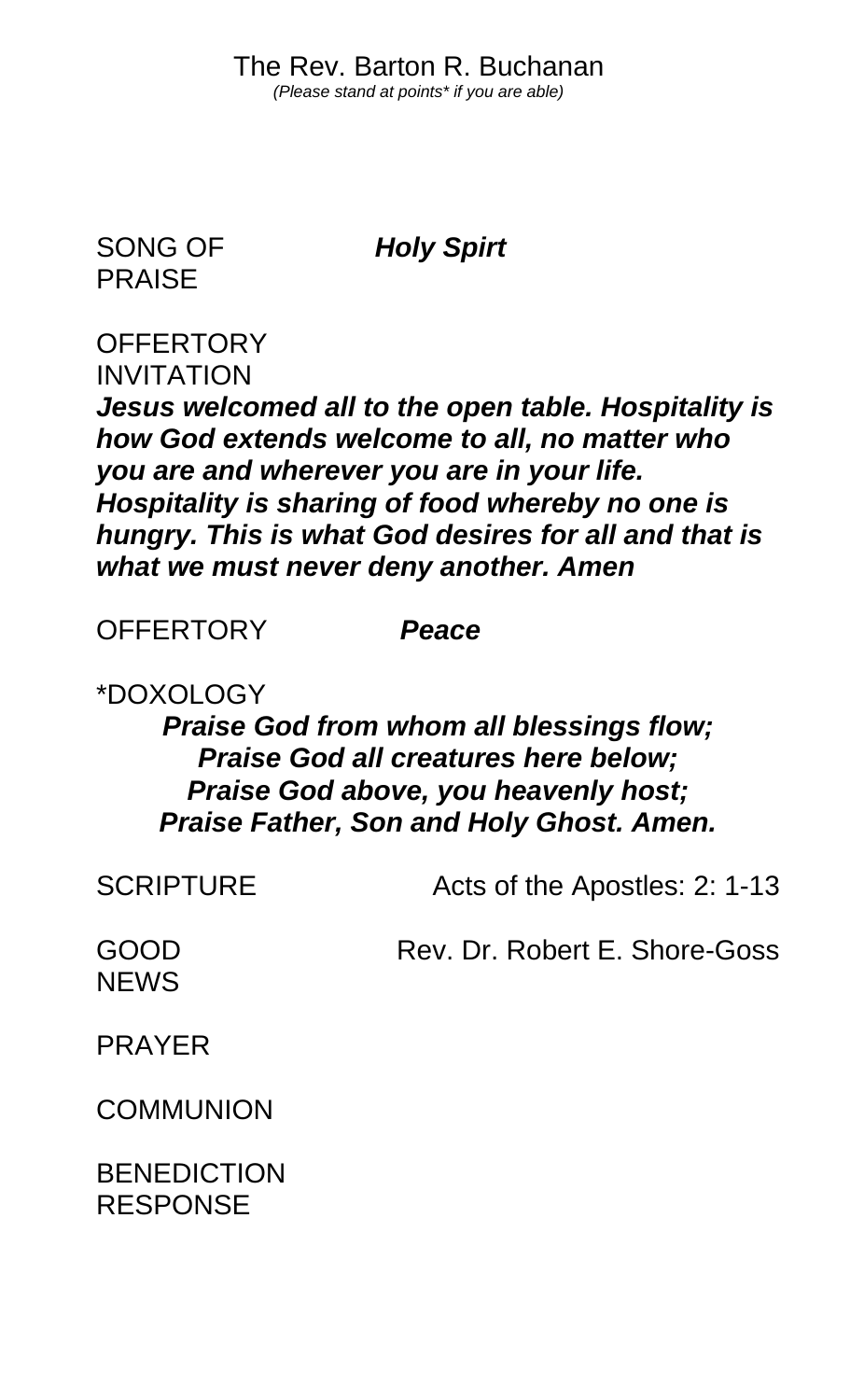The Rev. Barton R. Buchanan

*(Please stand at points* if you are able)*

SONG OF PRAISE ***Holy Spirt***

OFFERTORY INVITATION

***Jesus welcomed all to the open table. Hospitality is how God extends welcome to all, no matter who you are and wherever you are in your life. Hospitality is sharing of food whereby no one is hungry. This is what God desires for all and that is what we must never deny another. Amen***

OFFERTORY ***Peace***

*DOXOLOGY

***Praise God from whom all blessings flow;***
***Praise God all creatures here below;***
***Praise God above, you heavenly host;***
***Praise Father, Son and Holy Ghost. Amen.***

SCRIPTURE Acts of the Apostles: 2: 1-13

GOOD NEWS Rev. Dr. Robert E. Shore-Goss

PRAYER

COMMUNION

BENEDICTION RESPONSE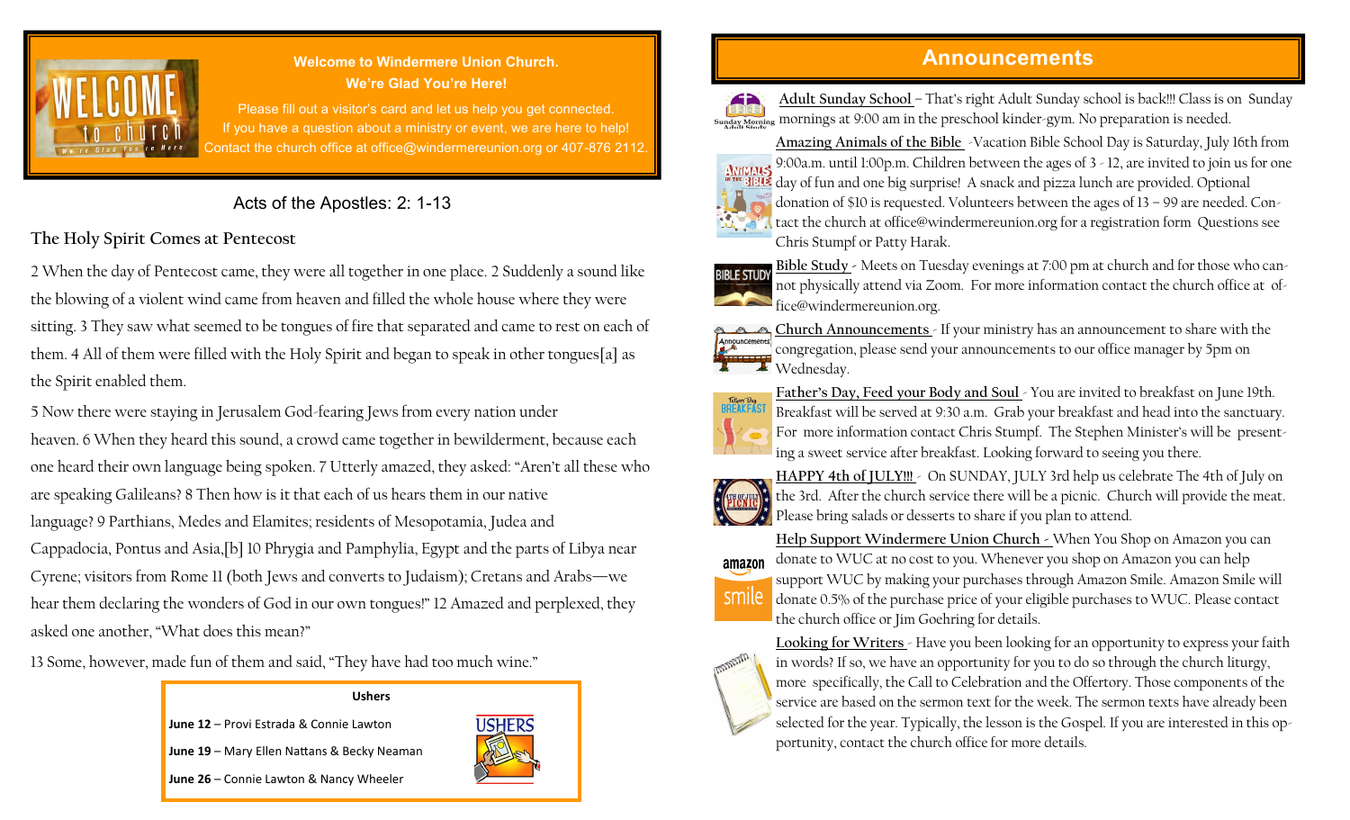**Welcome to Windermere Union Church.**
**We're Glad You're Here!**

Please fill out a visitor's card and let us help you get connected.
If you have a question about a ministry or event, we are here to help!
Contact the church office at office@windermereunion.org or 407-876 2112.

## Acts of the Apostles: 2: 1-13

### The Holy Spirit Comes at Pentecost

2 When the day of Pentecost came, they were all together in one place. 2 Suddenly a sound like the blowing of a violent wind came from heaven and filled the whole house where they were sitting. 3 They saw what seemed to be tongues of fire that separated and came to rest on each of them. 4 All of them were filled with the Holy Spirit and began to speak in other tongues[a] as the Spirit enabled them.

5 Now there were staying in Jerusalem God-fearing Jews from every nation under heaven. 6 When they heard this sound, a crowd came together in bewilderment, because each one heard their own language being spoken. 7 Utterly amazed, they asked: "Aren't all these who are speaking Galileans? 8 Then how is it that each of us hears them in our native language? 9 Parthians, Medes and Elamites; residents of Mesopotamia, Judea and Cappadocia, Pontus and Asia,[b] 10 Phrygia and Pamphylia, Egypt and the parts of Libya near Cyrene; visitors from Rome 11 (both Jews and converts to Judaism); Cretans and Arabs—we hear them declaring the wonders of God in our own tongues!" 12 Amazed and perplexed, they asked one another, "What does this mean?"

13 Some, however, made fun of them and said, "They have had too much wine."

**Ushers**

**June 12** – Provi Estrada & Connie Lawton

**June 19** – Mary Ellen Nattans & Becky Neaman

**June 26** – Connie Lawton & Nancy Wheeler

## Announcements

**Adult Sunday School** – That's right Adult Sunday school is back!!! Class is on Sunday mornings at 9:00 am in the preschool kinder-gym. No preparation is needed.

**Amazing Animals of the Bible** -Vacation Bible School Day is Saturday, July 16th from 9:00a.m. until 1:00p.m. Children between the ages of 3 - 12, are invited to join us for one day of fun and one big surprise! A snack and pizza lunch are provided. Optional donation of $10 is requested. Volunteers between the ages of 13 – 99 are needed. Contact the church at office@windermereunion.org for a registration form Questions see Chris Stumpf or Patty Harak.

**Bible Study** - Meets on Tuesday evenings at 7:00 pm at church and for those who cannot physically attend via Zoom. For more information contact the church office at office@windermereunion.org.

**Church Announcements** - If your ministry has an announcement to share with the congregation, please send your announcements to our office manager by 5pm on Wednesday.

**Father's Day, Feed your Body and Soul** - You are invited to breakfast on June 19th. Breakfast will be served at 9:30 a.m. Grab your breakfast and head into the sanctuary. For more information contact Chris Stumpf. The Stephen Minister's will be presenting a sweet service after breakfast. Looking forward to seeing you there.

**HAPPY 4th of JULY!!!** - On SUNDAY, JULY 3rd help us celebrate The 4th of July on the 3rd. After the church service there will be a picnic. Church will provide the meat. Please bring salads or desserts to share if you plan to attend.

**Help Support Windermere Union Church** - When You Shop on Amazon you can donate to WUC at no cost to you. Whenever you shop on Amazon you can help support WUC by making your purchases through Amazon Smile. Amazon Smile will donate 0.5% of the purchase price of your eligible purchases to WUC. Please contact the church office or Jim Goehring for details.

**Looking for Writers** - Have you been looking for an opportunity to express your faith in words? If so, we have an opportunity for you to do so through the church liturgy, more specifically, the Call to Celebration and the Offertory. Those components of the service are based on the sermon text for the week. The sermon texts have already been selected for the year. Typically, the lesson is the Gospel. If you are interested in this opportunity, contact the church office for more details.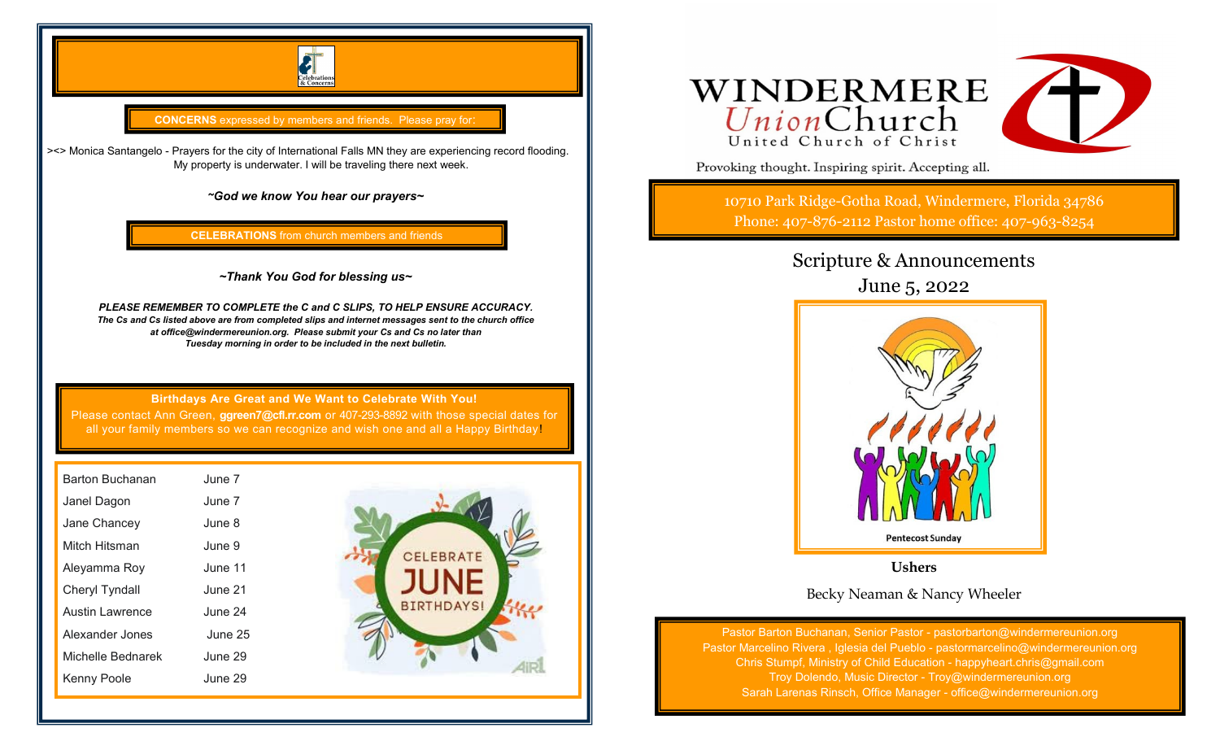CONCERNS expressed by members and friends. Please pray for:

><> Monica Santangelo - Prayers for the city of International Falls MN they are experiencing record flooding. My property is underwater. I will be traveling there next week.

***~God we know You hear our prayers~***

CELEBRATIONS from church members and friends

***~Thank You God for blessing us~***

***PLEASE REMEMBER TO COMPLETE the C and C SLIPS, TO HELP ENSURE ACCURACY.***
***The Cs and Cs listed above are from completed slips and internet messages sent to the church office at office@windermereunion.org. Please submit your Cs and Cs no later than Tuesday morning in order to be included in the next bulletin.***

**Birthdays Are Great and We Want to Celebrate With You!**
Please contact Ann Green, **ggreen7@cfl.rr.com** or 407-293-8892 with those special dates for all your family members so we can recognize and wish one and all a Happy Birthday!

| Name | Date |
|---|---|
| Barton Buchanan | June 7 |
| Janel Dagon | June 7 |
| Jane Chancey | June 8 |
| Mitch Hitsman | June 9 |
| Aleyamma Roy | June 11 |
| Cheryl Tyndall | June 21 |
| Austin Lawrence | June 24 |
| Alexander Jones | June 25 |
| Michelle Bednarek | June 29 |
| Kenny Poole | June 29 |

# WINDERMERE Union Church
United Church of Christ

Provoking thought. Inspiring spirit. Accepting all.

10710 Park Ridge-Gotha Road, Windermere, Florida 34786
Phone: 407-876-2112 Pastor home office: 407-963-8254

## Scripture & Announcements
## June 5, 2022

Pentecost Sunday

**Ushers**

Becky Neaman & Nancy Wheeler

Pastor Barton Buchanan, Senior Pastor - pastorbarton@windermereunion.org
Pastor Marcelino Rivera , Iglesia del Pueblo - pastormarcelino@windermereunion.org
Chris Stumpf, Ministry of Child Education - happyheart.chris@gmail.com
Troy Dolendo, Music Director - Troy@windermereunion.org
Sarah Larenas Rinsch, Office Manager - office@windermereunion.org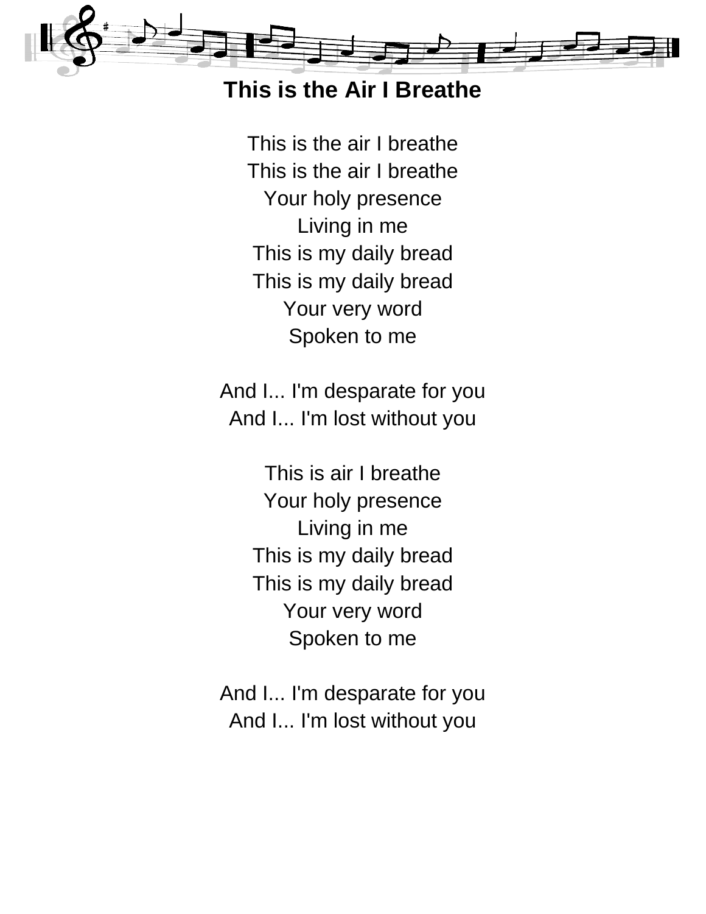**This is the Air I Breathe**

This is the air I breathe
This is the air I breathe
Your holy presence
Living in me
This is my daily bread
This is my daily bread
Your very word
Spoken to me

And I... I'm desparate for you
And I... I'm lost without you

This is air I breathe
Your holy presence
Living in me
This is my daily bread
This is my daily bread
Your very word
Spoken to me

And I... I'm desparate for you
And I... I'm lost without you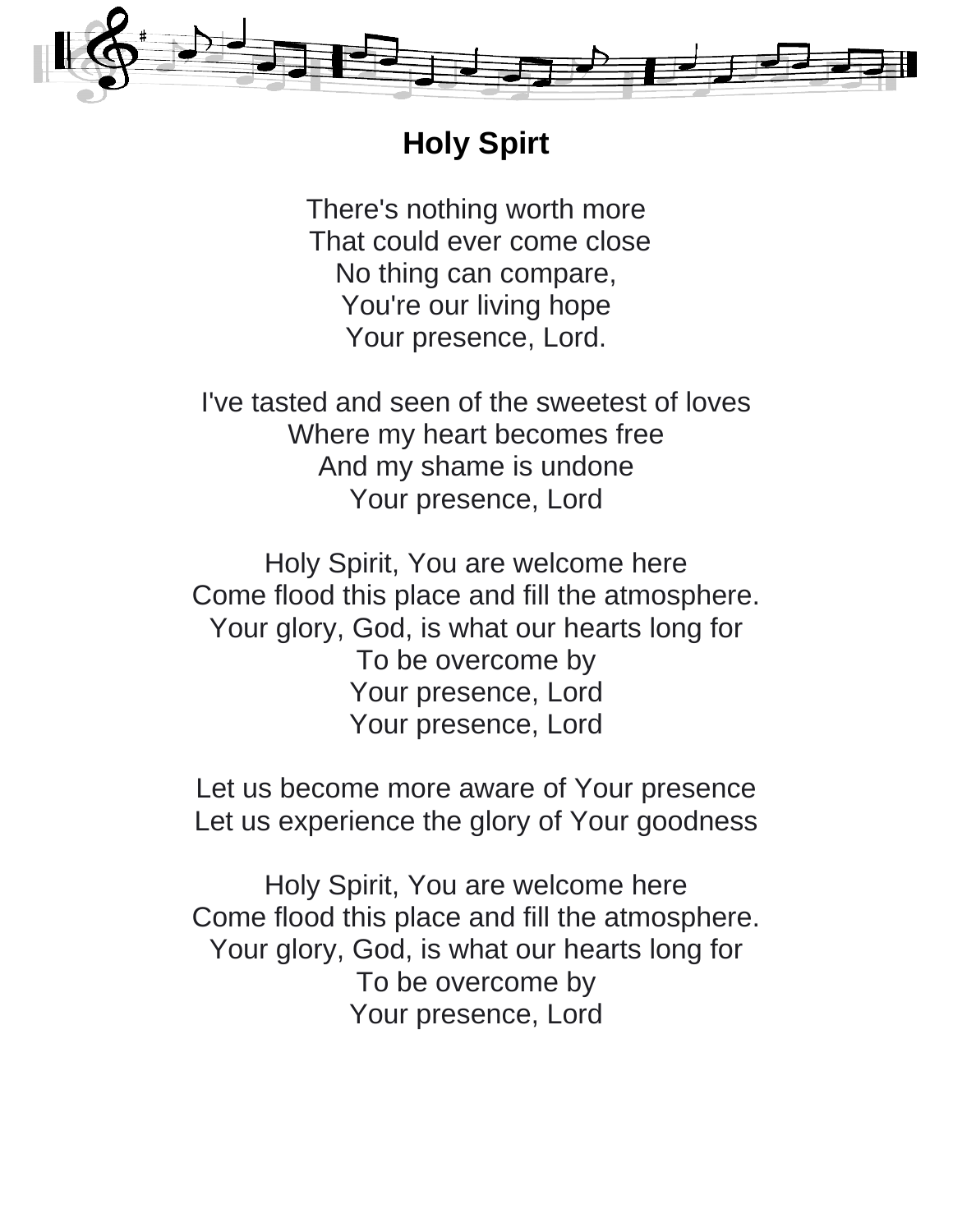## Holy Spirt

There's nothing worth more
That could ever come close
No thing can compare,
You're our living hope
Your presence, Lord.

I've tasted and seen of the sweetest of loves
Where my heart becomes free
And my shame is undone
Your presence, Lord

Holy Spirit, You are welcome here
Come flood this place and fill the atmosphere.
Your glory, God, is what our hearts long for
To be overcome by
Your presence, Lord
Your presence, Lord

Let us become more aware of Your presence
Let us experience the glory of Your goodness

Holy Spirit, You are welcome here
Come flood this place and fill the atmosphere.
Your glory, God, is what our hearts long for
To be overcome by
Your presence, Lord